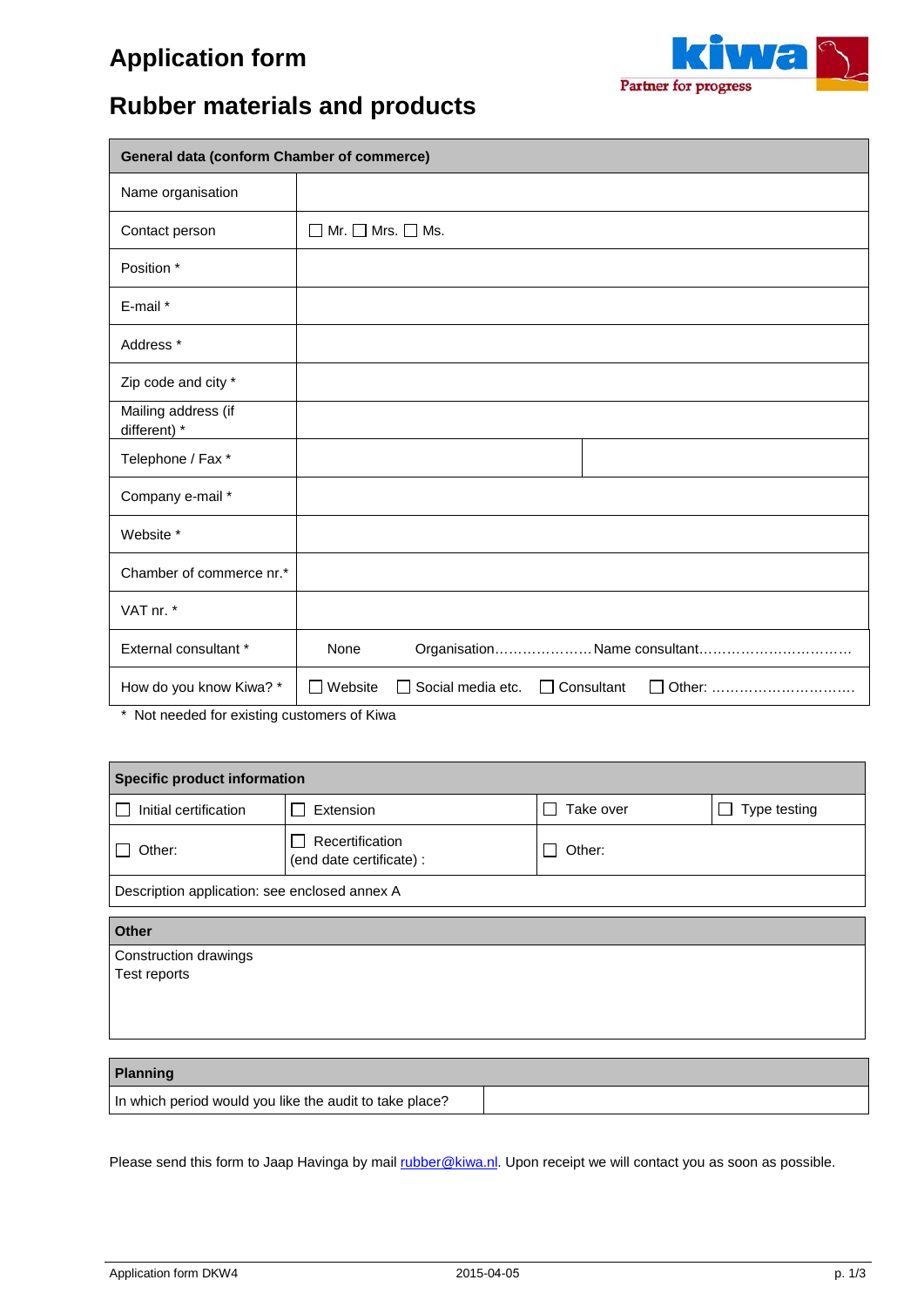# Application form

## Rubber materials and products

| General data (conform Chamber of commerce) | | |
|---|---|---|
| Name organisation | | |
| Contact person | ☐ Mr. ☐ Mrs. ☐ Ms. | |
| Position * | | |
| E-mail * | | |
| Address * | | |
| Zip code and city * | | |
| Mailing address (if different) * | | |
| Telephone / Fax * | | |
| Company e-mail * | | |
| Website * | | |
| Chamber of commerce nr.* | | |
| VAT nr. * | | |
| External consultant * | None Organisation………………… Name consultant…………………………… | |
| How do you know Kiwa? * | ☐ Website ☐ Social media etc. ☐ Consultant ☐ Other: ………………………… | |

* Not needed for existing customers of Kiwa

| Specific product information | | | |
|---|---|---|---|
| ☐ Initial certification | ☐ Extension | ☐ Take over | ☐ Type testing |
| ☐ Other: | ☐ Recertification (end date certificate) : | ☐ Other: | |
| Description application: see enclosed annex A | | | |

| Other |
|---|
| Construction drawings<br>Test reports |

| Planning | |
|---|---|
| In which period would you like the audit to take place? | |

Please send this form to Jaap Havinga by mail rubber@kiwa.nl. Upon receipt we will contact you as soon as possible.

Application form DKW4 2015-04-05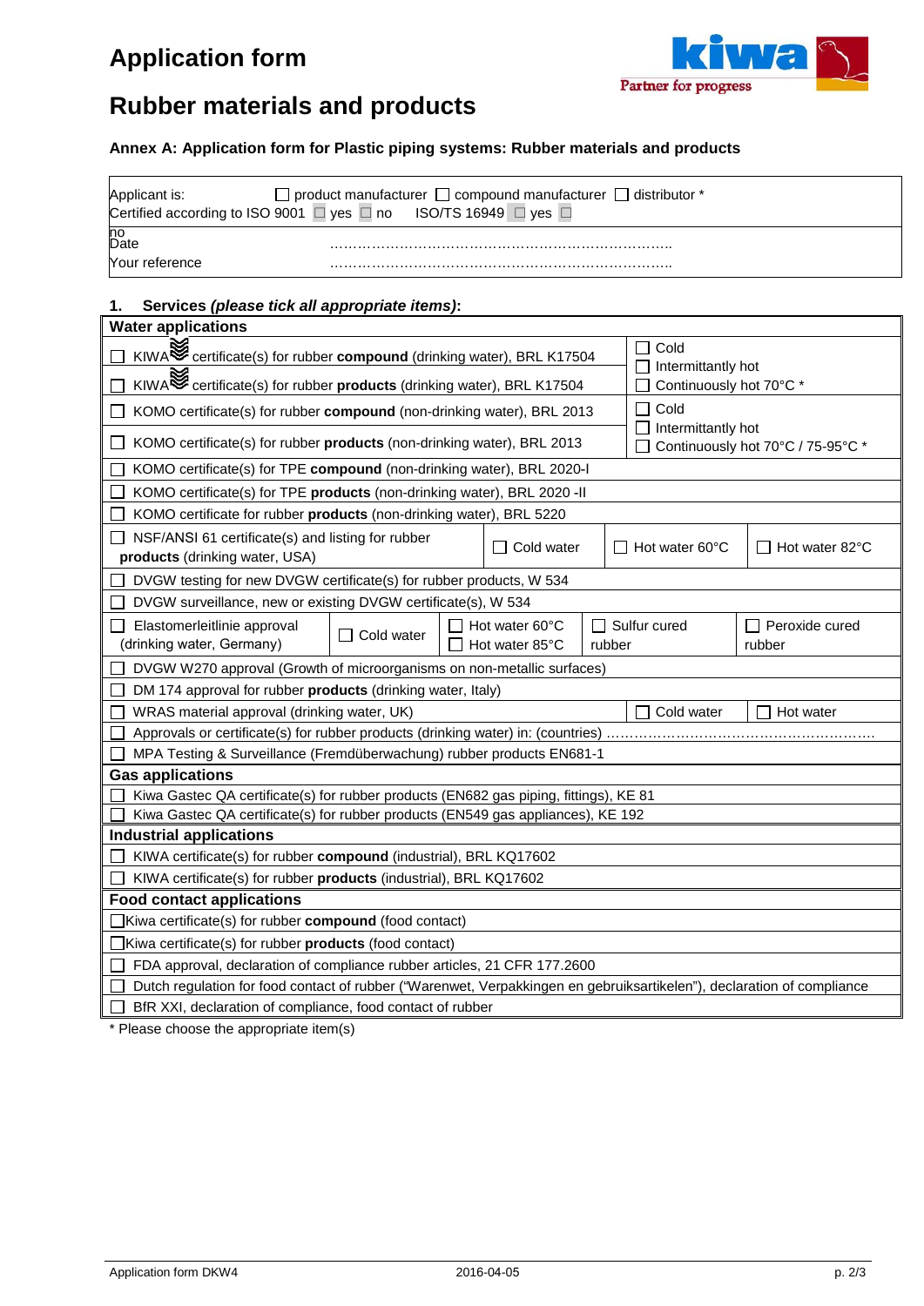# Application form

# Rubber materials and products

### Annex A: Application form for Plastic piping systems: Rubber materials and products

| | |
|---|---|
| Applicant is: ☐ product manufacturer ☐ compound manufacturer ☐ distributor * | |
| Certified according to ISO 9001 ☐ yes ☐ no ISO/TS 16949 ☐ yes ☐ no | |
| Date | ……………………………………………………………….. |
| Your reference | ……………………………………………………………….. |

### 1. Services *(please tick all appropriate items)*:

| | | | | |
|---|---|---|---|---|
| **Water applications** | | | | |
| ☐ KIWA certificate(s) for rubber **compound** (drinking water), BRL K17504 | | | ☐ Cold<br>☐ Intermittantly hot<br>☐ Continuously hot 70°C * | |
| ☐ KIWA certificate(s) for rubber **products** (drinking water), BRL K17504 | | | | |
| ☐ KOMO certificate(s) for rubber **compound** (non-drinking water), BRL 2013 | | | ☐ Cold<br>☐ Intermittantly hot<br>☐ Continuously hot 70°C / 75-95°C * | |
| ☐ KOMO certificate(s) for rubber **products** (non-drinking water), BRL 2013 | | | | |
| ☐ KOMO certificate(s) for TPE **compound** (non-drinking water), BRL 2020-I | | | | |
| ☐ KOMO certificate(s) for TPE **products** (non-drinking water), BRL 2020 -II | | | | |
| ☐ KOMO certificate for rubber **products** (non-drinking water), BRL 5220 | | | | |
| ☐ NSF/ANSI 61 certificate(s) and listing for rubber **products** (drinking water, USA) | ☐ Cold water | ☐ Hot water 60°C | ☐ Hot water 82°C | |
| ☐ DVGW testing for new DVGW certificate(s) for rubber products, W 534 | | | | |
| ☐ DVGW surveillance, new or existing DVGW certificate(s), W 534 | | | | |
| ☐ Elastomerleitlinie approval (drinking water, Germany) | ☐ Cold water | ☐ Hot water 60°C<br>☐ Hot water 85°C | ☐ Sulfur cured rubber | ☐ Peroxide cured rubber |
| ☐ DVGW W270 approval (Growth of microorganisms on non-metallic surfaces) | | | | |
| ☐ DM 174 approval for rubber **products** (drinking water, Italy) | | | | |
| ☐ WRAS material approval (drinking water, UK) | | | ☐ Cold water | ☐ Hot water |
| ☐ Approvals or certificate(s) for rubber products (drinking water) in: (countries) …………………………………………………. | | | | |
| ☐ MPA Testing & Surveillance (Fremdüberwachung) rubber products EN681-1 | | | | |
| **Gas applications** | | | | |
| ☐ Kiwa Gastec QA certificate(s) for rubber products (EN682 gas piping, fittings), KE 81 | | | | |
| ☐ Kiwa Gastec QA certificate(s) for rubber products (EN549 gas appliances), KE 192 | | | | |
| **Industrial applications** | | | | |
| ☐ KIWA certificate(s) for rubber **compound** (industrial), BRL KQ17602 | | | | |
| ☐ KIWA certificate(s) for rubber **products** (industrial), BRL KQ17602 | | | | |
| **Food contact applications** | | | | |
| ☐ Kiwa certificate(s) for rubber **compound** (food contact) | | | | |
| ☐ Kiwa certificate(s) for rubber **products** (food contact) | | | | |
| ☐ FDA approval, declaration of compliance rubber articles, 21 CFR 177.2600 | | | | |
| ☐ Dutch regulation for food contact of rubber ("Warenwet, Verpakkingen en gebruiksartikelen"), declaration of compliance | | | | |
| ☐ BfR XXI, declaration of compliance, food contact of rubber | | | | |

\* Please choose the appropriate item(s)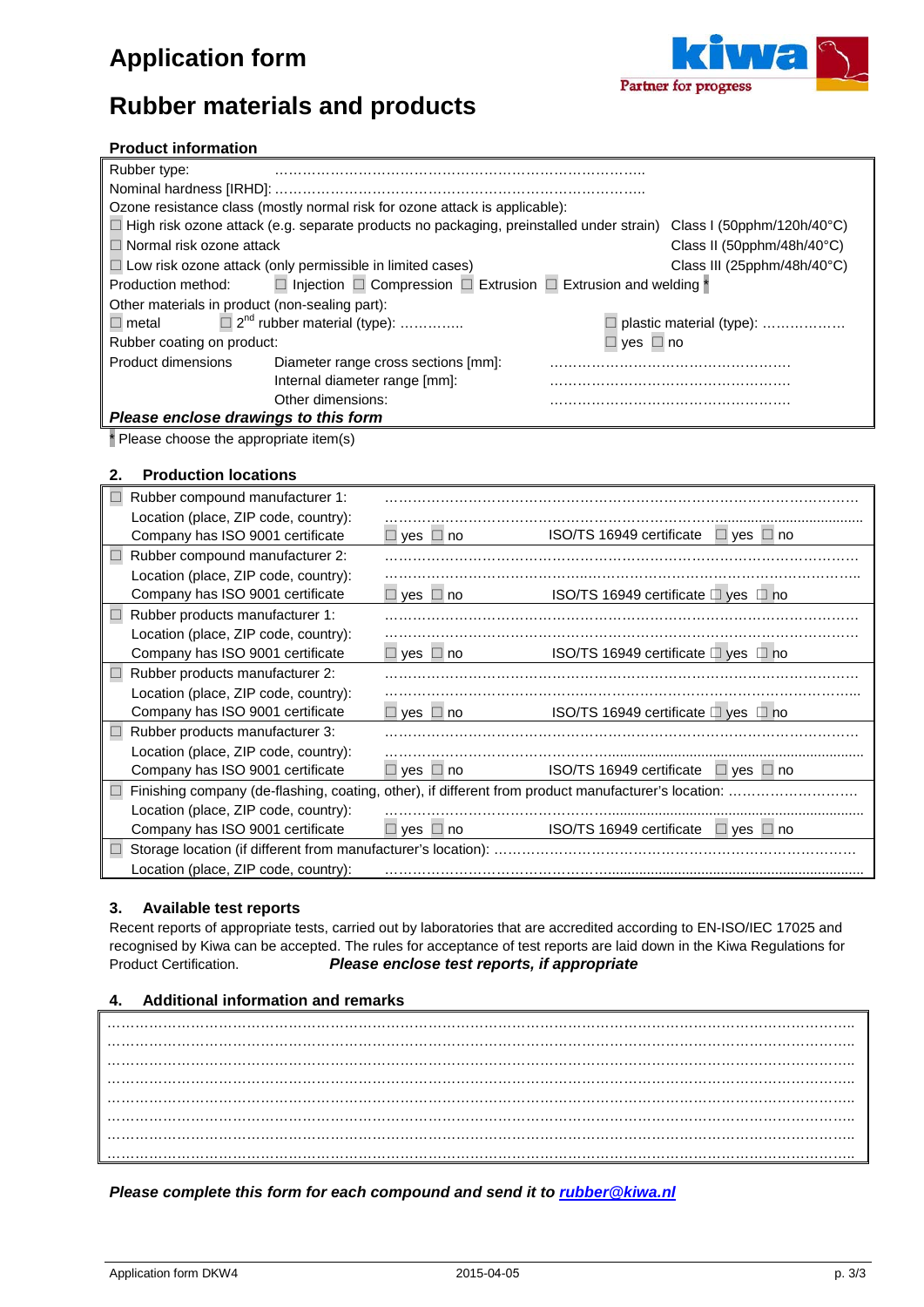# Application form

# Rubber materials and products

### Product information

Rubber type: ………………………………………………………………………..

Nominal hardness [IRHD]: ………………………………………………………………………..

Ozone resistance class (mostly normal risk for ozone attack is applicable):

- ☐ High risk ozone attack (e.g. separate products no packaging, preinstalled under strain) — Class I (50pphm/120h/40°C)
- ☐ Normal risk ozone attack — Class II (50pphm/48h/40°C)
- ☐ Low risk ozone attack (only permissible in limited cases) — Class III (25pphm/48h/40°C)

Production method: ☐ Injection ☐ Compression ☐ Extrusion ☐ Extrusion and welding *

Other materials in product (non-sealing part):

☐ metal ☐ 2nd rubber material (type): …………. ☐ plastic material (type): ………………

Rubber coating on product: ☐ yes ☐ no

Product dimensions

- Diameter range cross sections [mm]: ……………………………………………
- Internal diameter range [mm]: ……………………………………………
- Other dimensions: ……………………………………………

***Please enclose drawings to this form***

* Please choose the appropriate item(s)

### 2. Production locations

| | | |
|---|---|---|
| ☐ Rubber compound manufacturer 1: | ……………………………………………………………………………………… | |
| Location (place, ZIP code, country): | ……………………………………………………………………………………… | |
| Company has ISO 9001 certificate | ☐ yes ☐ no | ISO/TS 16949 certificate ☐ yes ☐ no |
| ☐ Rubber compound manufacturer 2: | ……………………………………………………………………………………… | |
| Location (place, ZIP code, country): | ……………………………………………………………………………………… | |
| Company has ISO 9001 certificate | ☐ yes ☐ no | ISO/TS 16949 certificate ☐ yes ☐ no |
| ☐ Rubber products manufacturer 1: | ……………………………………………………………………………………… | |
| Location (place, ZIP code, country): | ……………………………………………………………………………………… | |
| Company has ISO 9001 certificate | ☐ yes ☐ no | ISO/TS 16949 certificate ☐ yes ☐ no |
| ☐ Rubber products manufacturer 2: | ……………………………………………………………………………………… | |
| Location (place, ZIP code, country): | ……………………………………………………………………………………… | |
| Company has ISO 9001 certificate | ☐ yes ☐ no | ISO/TS 16949 certificate ☐ yes ☐ no |
| ☐ Rubber products manufacturer 3: | ……………………………………………………………………………………… | |
| Location (place, ZIP code, country): | ……………………………………………………………………………………… | |
| Company has ISO 9001 certificate | ☐ yes ☐ no | ISO/TS 16949 certificate ☐ yes ☐ no |
| ☐ Finishing company (de-flashing, coating, other), if different from product manufacturer's location: ……………………… | | |
| Location (place, ZIP code, country): | ……………………………………………………………………………………… | |
| Company has ISO 9001 certificate | ☐ yes ☐ no | ISO/TS 16949 certificate ☐ yes ☐ no |
| ☐ Storage location (if different from manufacturer's location): …………………………………………………………………… | | |
| Location (place, ZIP code, country): | ……………………………………………………………………………………… | |

### 3. Available test reports

Recent reports of appropriate tests, carried out by laboratories that are accredited according to EN-ISO/IEC 17025 and recognised by Kiwa can be accepted. The rules for acceptance of test reports are laid down in the Kiwa Regulations for Product Certification. ***Please enclose test reports, if appropriate***

### 4. Additional information and remarks

…………………………………………………………………………………………………………………………………………

…………………………………………………………………………………………………………………………………………

…………………………………………………………………………………………………………………………………………

…………………………………………………………………………………………………………………………………………

…………………………………………………………………………………………………………………………………………

…………………………………………………………………………………………………………………………………………

…………………………………………………………………………………………………………………………………………

…………………………………………………………………………………………………………………………………………

***Please complete this form for each compound and send it to rubber@kiwa.nl***